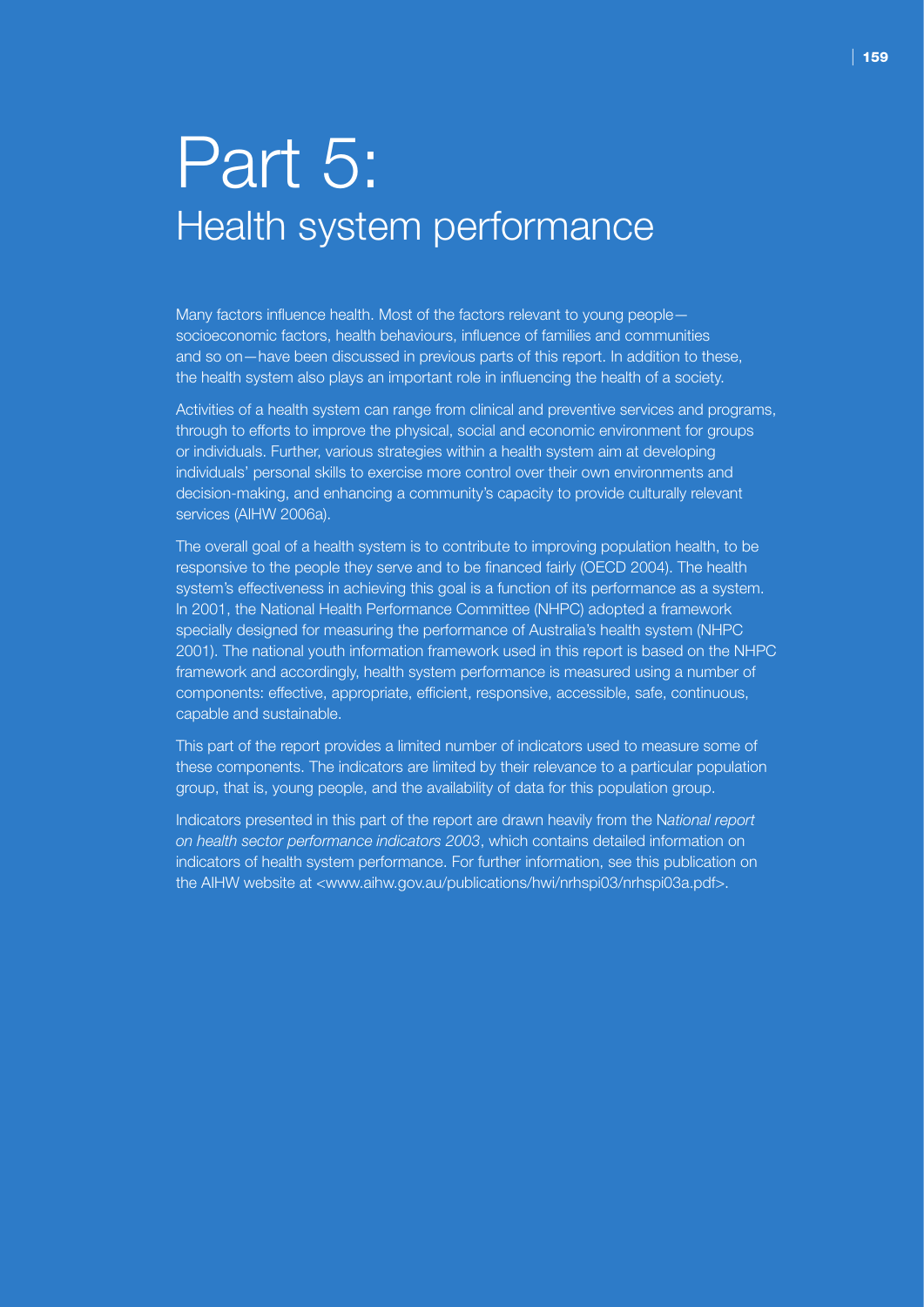# Part 5:
## Health system performance

Many factors influence health. Most of the factors relevant to young people—socioeconomic factors, health behaviours, influence of families and communities and so on—have been discussed in previous parts of this report. In addition to these, the health system also plays an important role in influencing the health of a society.

Activities of a health system can range from clinical and preventive services and programs, through to efforts to improve the physical, social and economic environment for groups or individuals. Further, various strategies within a health system aim at developing individuals' personal skills to exercise more control over their own environments and decision-making, and enhancing a community's capacity to provide culturally relevant services (AIHW 2006a).

The overall goal of a health system is to contribute to improving population health, to be responsive to the people they serve and to be financed fairly (OECD 2004). The health system's effectiveness in achieving this goal is a function of its performance as a system. In 2001, the National Health Performance Committee (NHPC) adopted a framework specially designed for measuring the performance of Australia's health system (NHPC 2001). The national youth information framework used in this report is based on the NHPC framework and accordingly, health system performance is measured using a number of components: effective, appropriate, efficient, responsive, accessible, safe, continuous, capable and sustainable.

This part of the report provides a limited number of indicators used to measure some of these components. The indicators are limited by their relevance to a particular population group, that is, young people, and the availability of data for this population group.

Indicators presented in this part of the report are drawn heavily from the *National report on health sector performance indicators 2003*, which contains detailed information on indicators of health system performance. For further information, see this publication on the AIHW website at <www.aihw.gov.au/publications/hwi/nrhspi03/nrhspi03a.pdf>.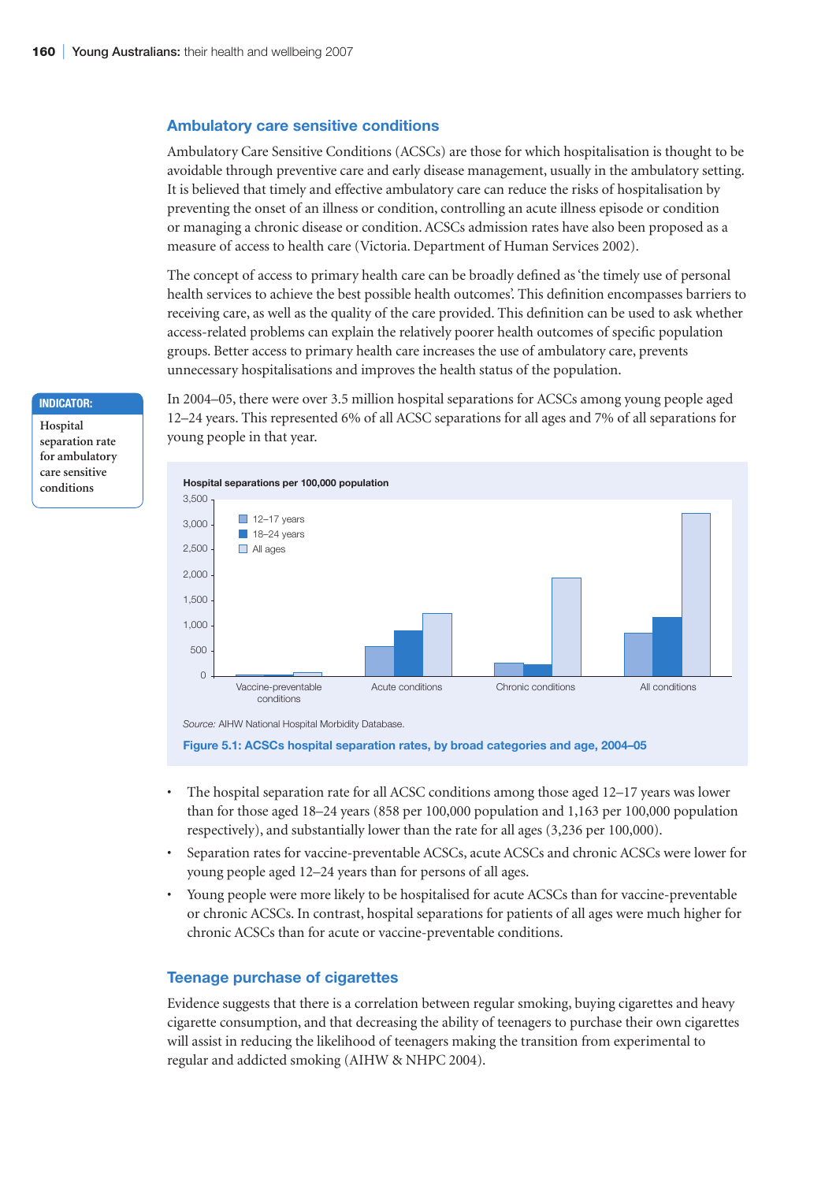## Ambulatory care sensitive conditions

Ambulatory Care Sensitive Conditions (ACSCs) are those for which hospitalisation is thought to be avoidable through preventive care and early disease management, usually in the ambulatory setting. It is believed that timely and effective ambulatory care can reduce the risks of hospitalisation by preventing the onset of an illness or condition, controlling an acute illness episode or condition or managing a chronic disease or condition. ACSCs admission rates have also been proposed as a measure of access to health care (Victoria. Department of Human Services 2002).

The concept of access to primary health care can be broadly defined as 'the timely use of personal health services to achieve the best possible health outcomes'. This definition encompasses barriers to receiving care, as well as the quality of the care provided. This definition can be used to ask whether access-related problems can explain the relatively poorer health outcomes of specific population groups. Better access to primary health care increases the use of ambulatory care, prevents unnecessary hospitalisations and improves the health status of the population.

**INDICATOR:** Hospital separation rate for ambulatory care sensitive conditions

In 2004–05, there were over 3.5 million hospital separations for ACSCs among young people aged 12–24 years. This represented 6% of all ACSC separations for all ages and 7% of all separations for young people in that year.

*Source:* AIHW National Hospital Morbidity Database.

**Figure 5.1: ACSCs hospital separation rates, by broad categories and age, 2004–05**

- The hospital separation rate for all ACSC conditions among those aged 12–17 years was lower than for those aged 18–24 years (858 per 100,000 population and 1,163 per 100,000 population respectively), and substantially lower than the rate for all ages (3,236 per 100,000).
- Separation rates for vaccine-preventable ACSCs, acute ACSCs and chronic ACSCs were lower for young people aged 12–24 years than for persons of all ages.
- Young people were more likely to be hospitalised for acute ACSCs than for vaccine-preventable or chronic ACSCs. In contrast, hospital separations for patients of all ages were much higher for chronic ACSCs than for acute or vaccine-preventable conditions.

## Teenage purchase of cigarettes

Evidence suggests that there is a correlation between regular smoking, buying cigarettes and heavy cigarette consumption, and that decreasing the ability of teenagers to purchase their own cigarettes will assist in reducing the likelihood of teenagers making the transition from experimental to regular and addicted smoking (AIHW & NHPC 2004).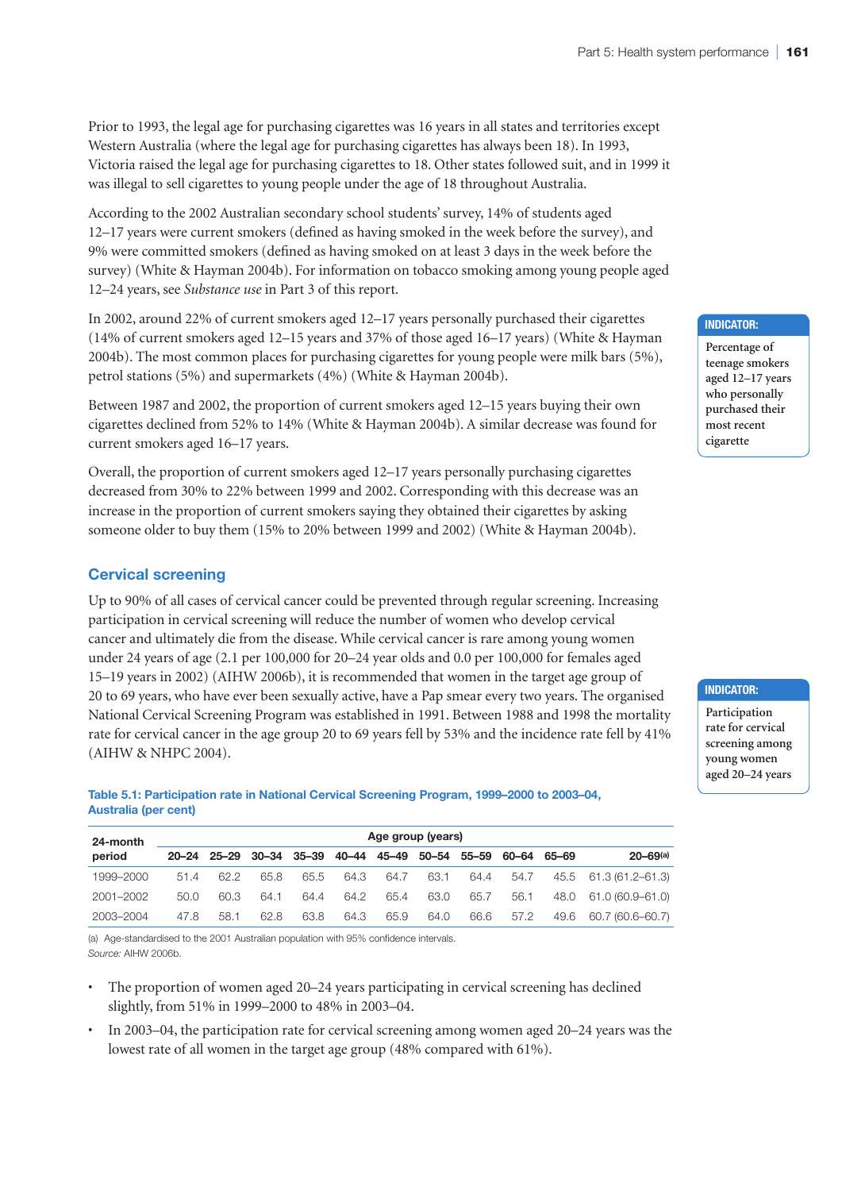Prior to 1993, the legal age for purchasing cigarettes was 16 years in all states and territories except Western Australia (where the legal age for purchasing cigarettes has always been 18). In 1993, Victoria raised the legal age for purchasing cigarettes to 18. Other states followed suit, and in 1999 it was illegal to sell cigarettes to young people under the age of 18 throughout Australia.

According to the 2002 Australian secondary school students' survey, 14% of students aged 12–17 years were current smokers (defined as having smoked in the week before the survey), and 9% were committed smokers (defined as having smoked on at least 3 days in the week before the survey) (White & Hayman 2004b). For information on tobacco smoking among young people aged 12–24 years, see *Substance use* in Part 3 of this report.

In 2002, around 22% of current smokers aged 12–17 years personally purchased their cigarettes (14% of current smokers aged 12–15 years and 37% of those aged 16–17 years) (White & Hayman 2004b). The most common places for purchasing cigarettes for young people were milk bars (5%), petrol stations (5%) and supermarkets (4%) (White & Hayman 2004b).

**INDICATOR:** Percentage of teenage smokers aged 12–17 years who personally purchased their most recent cigarette

Between 1987 and 2002, the proportion of current smokers aged 12–15 years buying their own cigarettes declined from 52% to 14% (White & Hayman 2004b). A similar decrease was found for current smokers aged 16–17 years.

Overall, the proportion of current smokers aged 12–17 years personally purchasing cigarettes decreased from 30% to 22% between 1999 and 2002. Corresponding with this decrease was an increase in the proportion of current smokers saying they obtained their cigarettes by asking someone older to buy them (15% to 20% between 1999 and 2002) (White & Hayman 2004b).

## Cervical screening

Up to 90% of all cases of cervical cancer could be prevented through regular screening. Increasing participation in cervical screening will reduce the number of women who develop cervical cancer and ultimately die from the disease. While cervical cancer is rare among young women under 24 years of age (2.1 per 100,000 for 20–24 year olds and 0.0 per 100,000 for females aged 15–19 years in 2002) (AIHW 2006b), it is recommended that women in the target age group of 20 to 69 years, who have ever been sexually active, have a Pap smear every two years. The organised National Cervical Screening Program was established in 1991. Between 1988 and 1998 the mortality rate for cervical cancer in the age group 20 to 69 years fell by 53% and the incidence rate fell by 41% (AIHW & NHPC 2004).

**INDICATOR:** Participation rate for cervical screening among young women aged 20–24 years

**Table 5.1: Participation rate in National Cervical Screening Program, 1999–2000 to 2003–04, Australia (per cent)**

| 24-month period | Age group (years) | | | | | | | | | | |
|---|---|---|---|---|---|---|---|---|---|---|---|
| | 20–24 | 25–29 | 30–34 | 35–39 | 40–44 | 45–49 | 50–54 | 55–59 | 60–64 | 65–69 | 20–69[a] |
| 1999–2000 | 51.4 | 62.2 | 65.8 | 65.5 | 64.3 | 64.7 | 63.1 | 64.4 | 54.7 | 45.5 | 61.3 (61.2–61.3) |
| 2001–2002 | 50.0 | 60.3 | 64.1 | 64.4 | 64.2 | 65.4 | 63.0 | 65.7 | 56.1 | 48.0 | 61.0 (60.9–61.0) |
| 2003–2004 | 47.8 | 58.1 | 62.8 | 63.8 | 64.3 | 65.9 | 64.0 | 66.6 | 57.2 | 49.6 | 60.7 (60.6–60.7) |

(a) Age-standardised to the 2001 Australian population with 95% confidence intervals.
*Source:* AIHW 2006b.

- The proportion of women aged 20–24 years participating in cervical screening has declined slightly, from 51% in 1999–2000 to 48% in 2003–04.
- In 2003–04, the participation rate for cervical screening among women aged 20–24 years was the lowest rate of all women in the target age group (48% compared with 61%).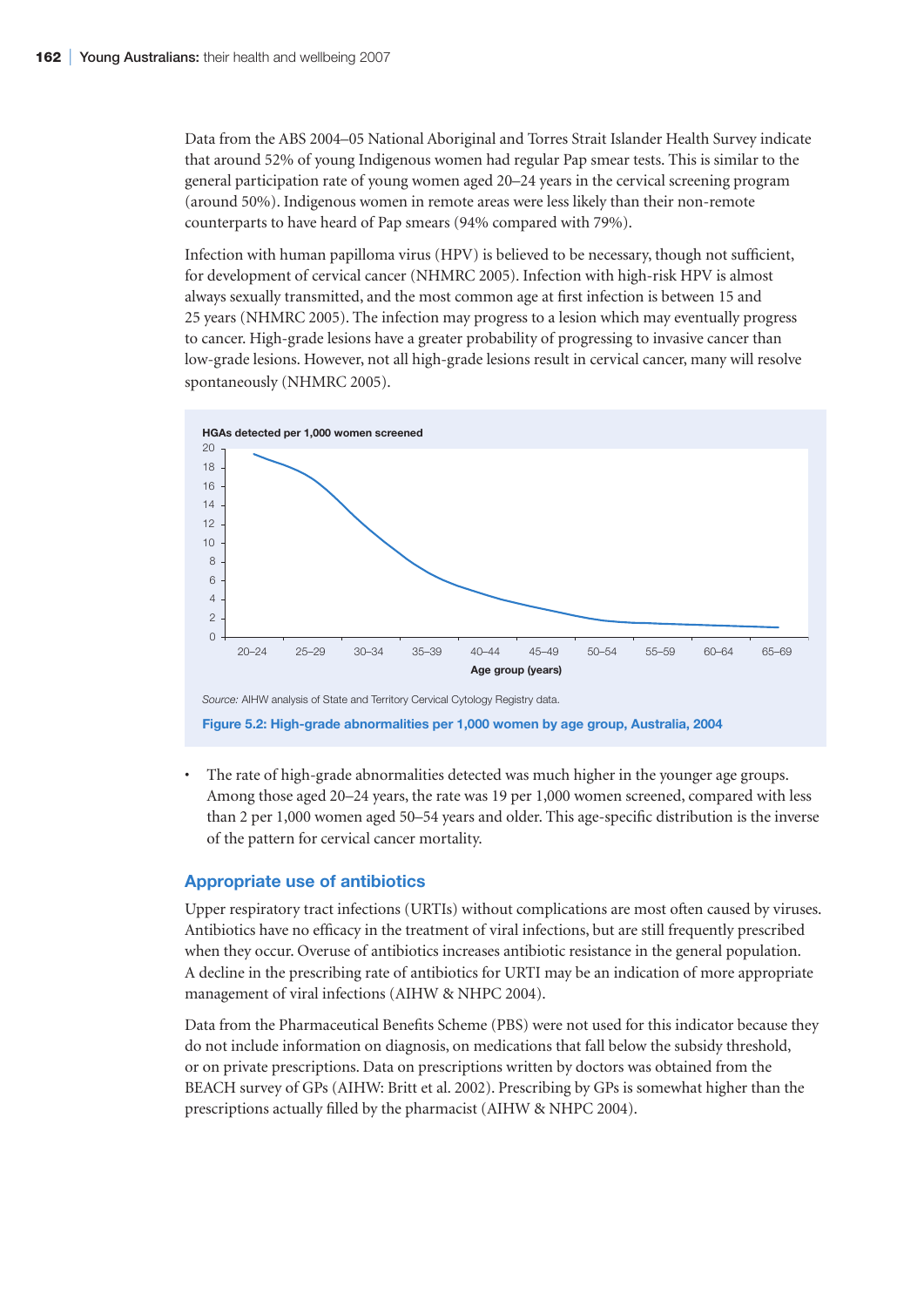Data from the ABS 2004–05 National Aboriginal and Torres Strait Islander Health Survey indicate that around 52% of young Indigenous women had regular Pap smear tests. This is similar to the general participation rate of young women aged 20–24 years in the cervical screening program (around 50%). Indigenous women in remote areas were less likely than their non-remote counterparts to have heard of Pap smears (94% compared with 79%).

Infection with human papilloma virus (HPV) is believed to be necessary, though not sufficient, for development of cervical cancer (NHMRC 2005). Infection with high-risk HPV is almost always sexually transmitted, and the most common age at first infection is between 15 and 25 years (NHMRC 2005). The infection may progress to a lesion which may eventually progress to cancer. High-grade lesions have a greater probability of progressing to invasive cancer than low-grade lesions. However, not all high-grade lesions result in cervical cancer, many will resolve spontaneously (NHMRC 2005).

*Source:* AIHW analysis of State and Territory Cervical Cytology Registry data.

**Figure 5.2: High-grade abnormalities per 1,000 women by age group, Australia, 2004**

- The rate of high-grade abnormalities detected was much higher in the younger age groups. Among those aged 20–24 years, the rate was 19 per 1,000 women screened, compared with less than 2 per 1,000 women aged 50–54 years and older. This age-specific distribution is the inverse of the pattern for cervical cancer mortality.

## Appropriate use of antibiotics

Upper respiratory tract infections (URTIs) without complications are most often caused by viruses. Antibiotics have no efficacy in the treatment of viral infections, but are still frequently prescribed when they occur. Overuse of antibiotics increases antibiotic resistance in the general population. A decline in the prescribing rate of antibiotics for URTI may be an indication of more appropriate management of viral infections (AIHW & NHPC 2004).

Data from the Pharmaceutical Benefits Scheme (PBS) were not used for this indicator because they do not include information on diagnosis, on medications that fall below the subsidy threshold, or on private prescriptions. Data on prescriptions written by doctors was obtained from the BEACH survey of GPs (AIHW: Britt et al. 2002). Prescribing by GPs is somewhat higher than the prescriptions actually filled by the pharmacist (AIHW & NHPC 2004).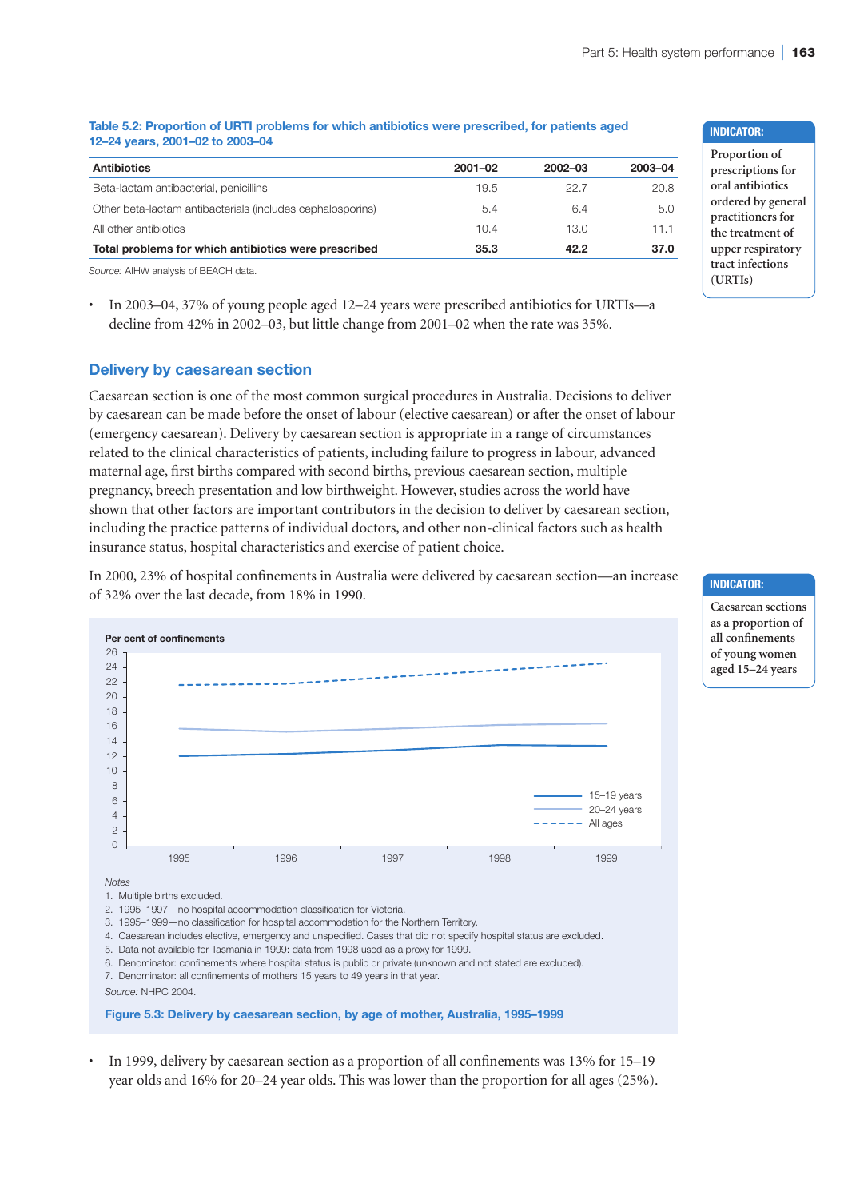**Table 5.2: Proportion of URTI problems for which antibiotics were prescribed, for patients aged 12–24 years, 2001–02 to 2003–04**

| Antibiotics | 2001–02 | 2002–03 | 2003–04 |
|---|---|---|---|
| Beta-lactam antibacterial, penicillins | 19.5 | 22.7 | 20.8 |
| Other beta-lactam antibacterials (includes cephalosporins) | 5.4 | 6.4 | 5.0 |
| All other antibiotics | 10.4 | 13.0 | 11.1 |
| **Total problems for which antibiotics were prescribed** | **35.3** | **42.2** | **37.0** |

*Source:* AIHW analysis of BEACH data.

**INDICATOR:** Proportion of prescriptions for oral antibiotics ordered by general practitioners for the treatment of upper respiratory tract infections (URTIs)

- In 2003–04, 37% of young people aged 12–24 years were prescribed antibiotics for URTIs—a decline from 42% in 2002–03, but little change from 2001–02 when the rate was 35%.

## Delivery by caesarean section

Caesarean section is one of the most common surgical procedures in Australia. Decisions to deliver by caesarean can be made before the onset of labour (elective caesarean) or after the onset of labour (emergency caesarean). Delivery by caesarean section is appropriate in a range of circumstances related to the clinical characteristics of patients, including failure to progress in labour, advanced maternal age, first births compared with second births, previous caesarean section, multiple pregnancy, breech presentation and low birthweight. However, studies across the world have shown that other factors are important contributors in the decision to deliver by caesarean section, including the practice patterns of individual doctors, and other non-clinical factors such as health insurance status, hospital characteristics and exercise of patient choice.

In 2000, 23% of hospital confinements in Australia were delivered by caesarean section—an increase of 32% over the last decade, from 18% in 1990.

**INDICATOR:** Caesarean sections as a proportion of all confinements of young women aged 15–24 years

*Notes*

1. Multiple births excluded.
2. 1995–1997—no hospital accommodation classification for Victoria.
3. 1995–1999—no classification for hospital accommodation for the Northern Territory.
4. Caesarean includes elective, emergency and unspecified. Cases that did not specify hospital status are excluded.
5. Data not available for Tasmania in 1999: data from 1998 used as a proxy for 1999.
6. Denominator: confinements where hospital status is public or private (unknown and not stated are excluded).
7. Denominator: all confinements of mothers 15 years to 49 years in that year.

*Source:* NHPC 2004.

**Figure 5.3: Delivery by caesarean section, by age of mother, Australia, 1995–1999**

- In 1999, delivery by caesarean section as a proportion of all confinements was 13% for 15–19 year olds and 16% for 20–24 year olds. This was lower than the proportion for all ages (25%).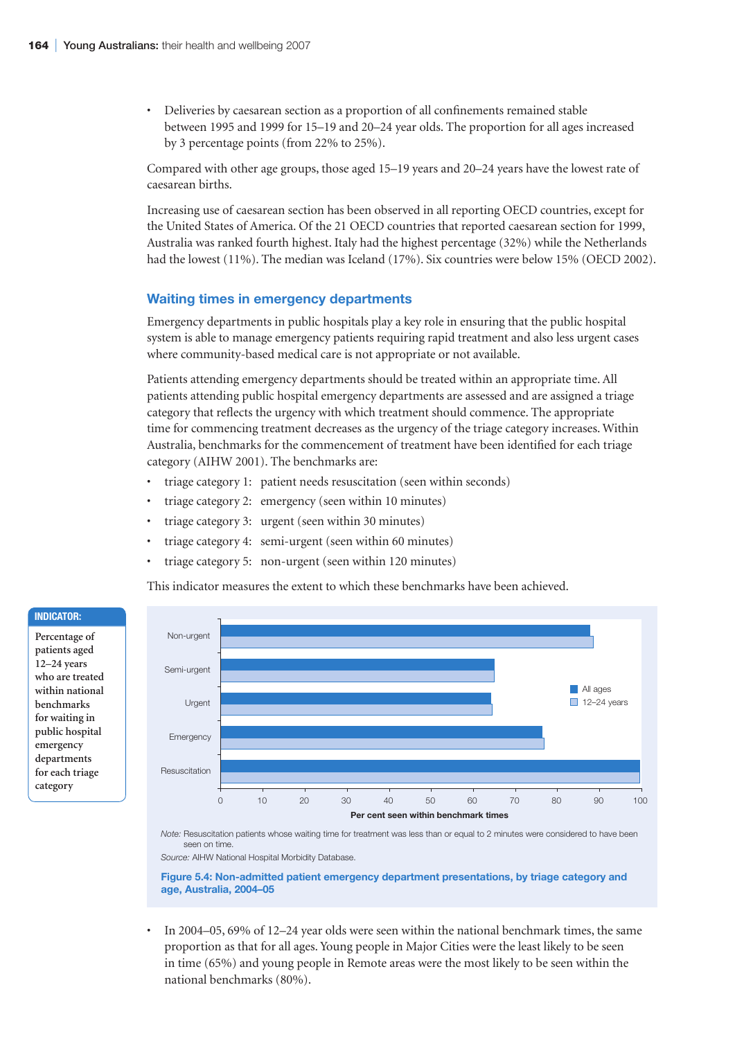- Deliveries by caesarean section as a proportion of all confinements remained stable between 1995 and 1999 for 15–19 and 20–24 year olds. The proportion for all ages increased by 3 percentage points (from 22% to 25%).

Compared with other age groups, those aged 15–19 years and 20–24 years have the lowest rate of caesarean births.

Increasing use of caesarean section has been observed in all reporting OECD countries, except for the United States of America. Of the 21 OECD countries that reported caesarean section for 1999, Australia was ranked fourth highest. Italy had the highest percentage (32%) while the Netherlands had the lowest (11%). The median was Iceland (17%). Six countries were below 15% (OECD 2002).

## Waiting times in emergency departments

Emergency departments in public hospitals play a key role in ensuring that the public hospital system is able to manage emergency patients requiring rapid treatment and also less urgent cases where community-based medical care is not appropriate or not available.

Patients attending emergency departments should be treated within an appropriate time. All patients attending public hospital emergency departments are assessed and are assigned a triage category that reflects the urgency with which treatment should commence. The appropriate time for commencing treatment decreases as the urgency of the triage category increases. Within Australia, benchmarks for the commencement of treatment have been identified for each triage category (AIHW 2001). The benchmarks are:

- triage category 1: patient needs resuscitation (seen within seconds)
- triage category 2: emergency (seen within 10 minutes)
- triage category 3: urgent (seen within 30 minutes)
- triage category 4: semi-urgent (seen within 60 minutes)
- triage category 5: non-urgent (seen within 120 minutes)

This indicator measures the extent to which these benchmarks have been achieved.

**INDICATOR:**

Percentage of patients aged 12–24 years who are treated within national benchmarks for waiting in public hospital emergency departments for each triage category

*Note:* Resuscitation patients whose waiting time for treatment was less than or equal to 2 minutes were considered to have been seen on time.

*Source:* AIHW National Hospital Morbidity Database.

**Figure 5.4: Non-admitted patient emergency department presentations, by triage category and age, Australia, 2004–05**

- In 2004–05, 69% of 12–24 year olds were seen within the national benchmark times, the same proportion as that for all ages. Young people in Major Cities were the least likely to be seen in time (65%) and young people in Remote areas were the most likely to be seen within the national benchmarks (80%).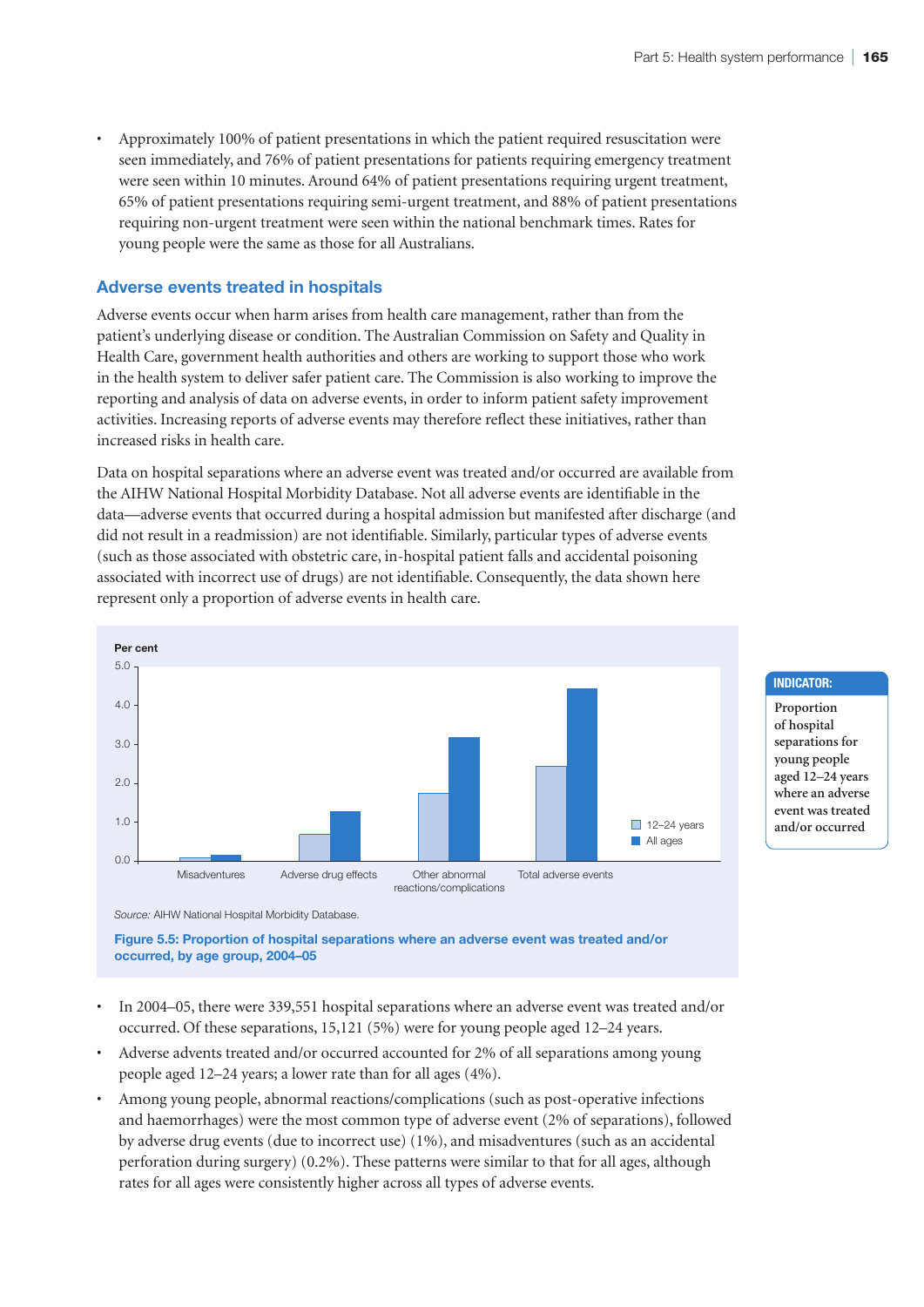- Approximately 100% of patient presentations in which the patient required resuscitation were seen immediately, and 76% of patient presentations for patients requiring emergency treatment were seen within 10 minutes. Around 64% of patient presentations requiring urgent treatment, 65% of patient presentations requiring semi-urgent treatment, and 88% of patient presentations requiring non-urgent treatment were seen within the national benchmark times. Rates for young people were the same as those for all Australians.

## Adverse events treated in hospitals

Adverse events occur when harm arises from health care management, rather than from the patient's underlying disease or condition. The Australian Commission on Safety and Quality in Health Care, government health authorities and others are working to support those who work in the health system to deliver safer patient care. The Commission is also working to improve the reporting and analysis of data on adverse events, in order to inform patient safety improvement activities. Increasing reports of adverse events may therefore reflect these initiatives, rather than increased risks in health care.

Data on hospital separations where an adverse event was treated and/or occurred are available from the AIHW National Hospital Morbidity Database. Not all adverse events are identifiable in the data—adverse events that occurred during a hospital admission but manifested after discharge (and did not result in a readmission) are not identifiable. Similarly, particular types of adverse events (such as those associated with obstetric care, in-hospital patient falls and accidental poisoning associated with incorrect use of drugs) are not identifiable. Consequently, the data shown here represent only a proportion of adverse events in health care.

Per cent

5.0
4.0
3.0
2.0
1.0
0.0

Misadventures
Adverse drug effects
Other abnormal reactions/complications
Total adverse events

12–24 years
All ages

*Source:* AIHW National Hospital Morbidity Database.

**Figure 5.5: Proportion of hospital separations where an adverse event was treated and/or occurred, by age group, 2004–05**

**INDICATOR:** Proportion of hospital separations for young people aged 12–24 years where an adverse event was treated and/or occurred

- In 2004–05, there were 339,551 hospital separations where an adverse event was treated and/or occurred. Of these separations, 15,121 (5%) were for young people aged 12–24 years.
- Adverse advents treated and/or occurred accounted for 2% of all separations among young people aged 12–24 years; a lower rate than for all ages (4%).
- Among young people, abnormal reactions/complications (such as post-operative infections and haemorrhages) were the most common type of adverse event (2% of separations), followed by adverse drug events (due to incorrect use) (1%), and misadventures (such as an accidental perforation during surgery) (0.2%). These patterns were similar to that for all ages, although rates for all ages were consistently higher across all types of adverse events.